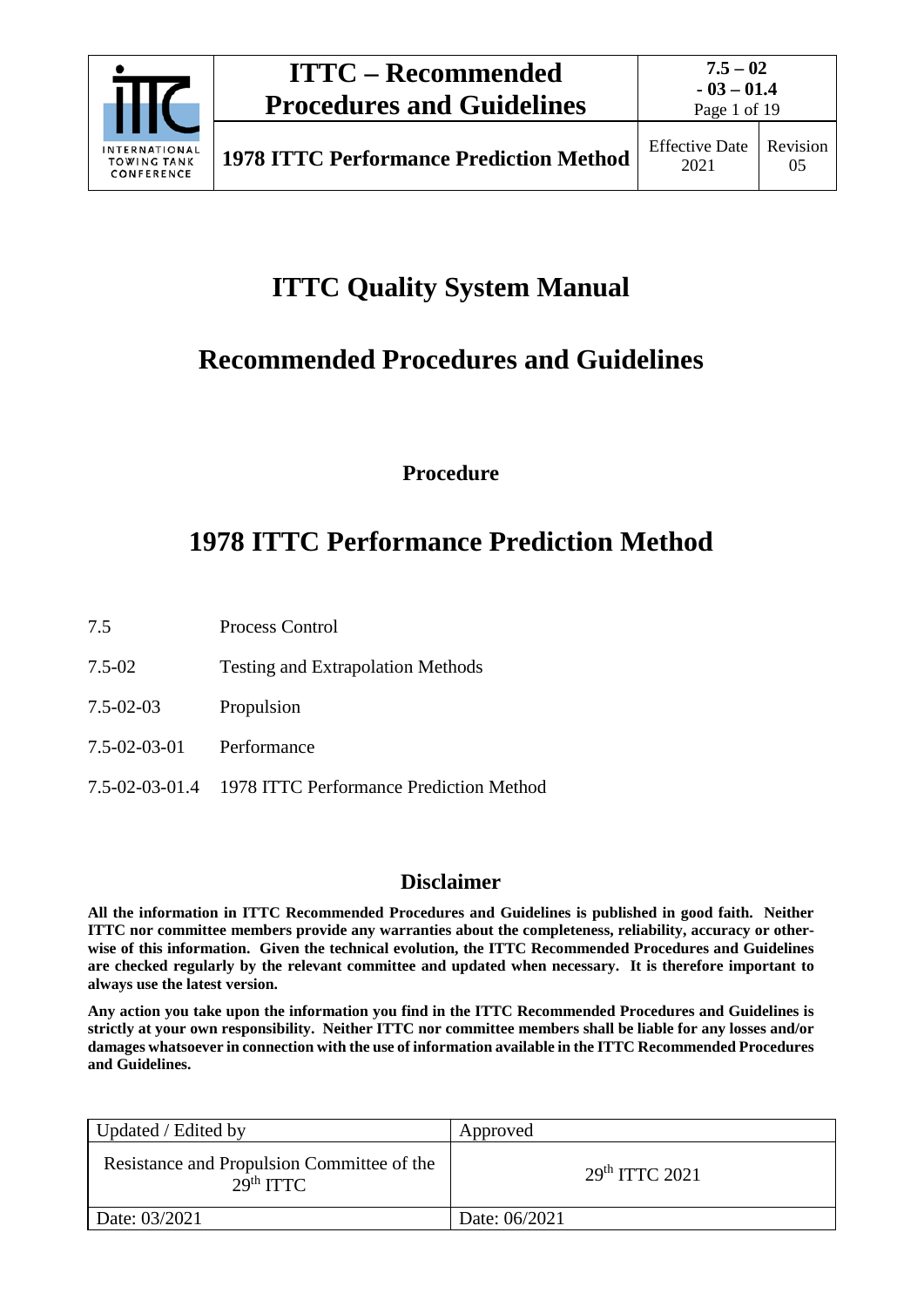# ITTC Quality System Manual

# Recommended Procedures and Guidelines

**Procedure**

# 1978 ITTC Performance Prediction Method

| | |
|---|---|
| 7.5 | Process Control |
| 7.5-02 | Testing and Extrapolation Methods |
| 7.5-02-03 | Propulsion |
| 7.5-02-03-01 | Performance |
| 7.5-02-03-01.4 | 1978 ITTC Performance Prediction Method |

## Disclaimer

**All the information in ITTC Recommended Procedures and Guidelines is published in good faith. Neither ITTC nor committee members provide any warranties about the completeness, reliability, accuracy or otherwise of this information. Given the technical evolution, the ITTC Recommended Procedures and Guidelines are checked regularly by the relevant committee and updated when necessary. It is therefore important to always use the latest version.**

**Any action you take upon the information you find in the ITTC Recommended Procedures and Guidelines is strictly at your own responsibility. Neither ITTC nor committee members shall be liable for any losses and/or damages whatsoever in connection with the use of information available in the ITTC Recommended Procedures and Guidelines.**

| Updated / Edited by | Approved |
|---|---|
| Resistance and Propulsion Committee of the 29th ITTC | 29th ITTC 2021 |
| Date: 03/2021 | Date: 06/2021 |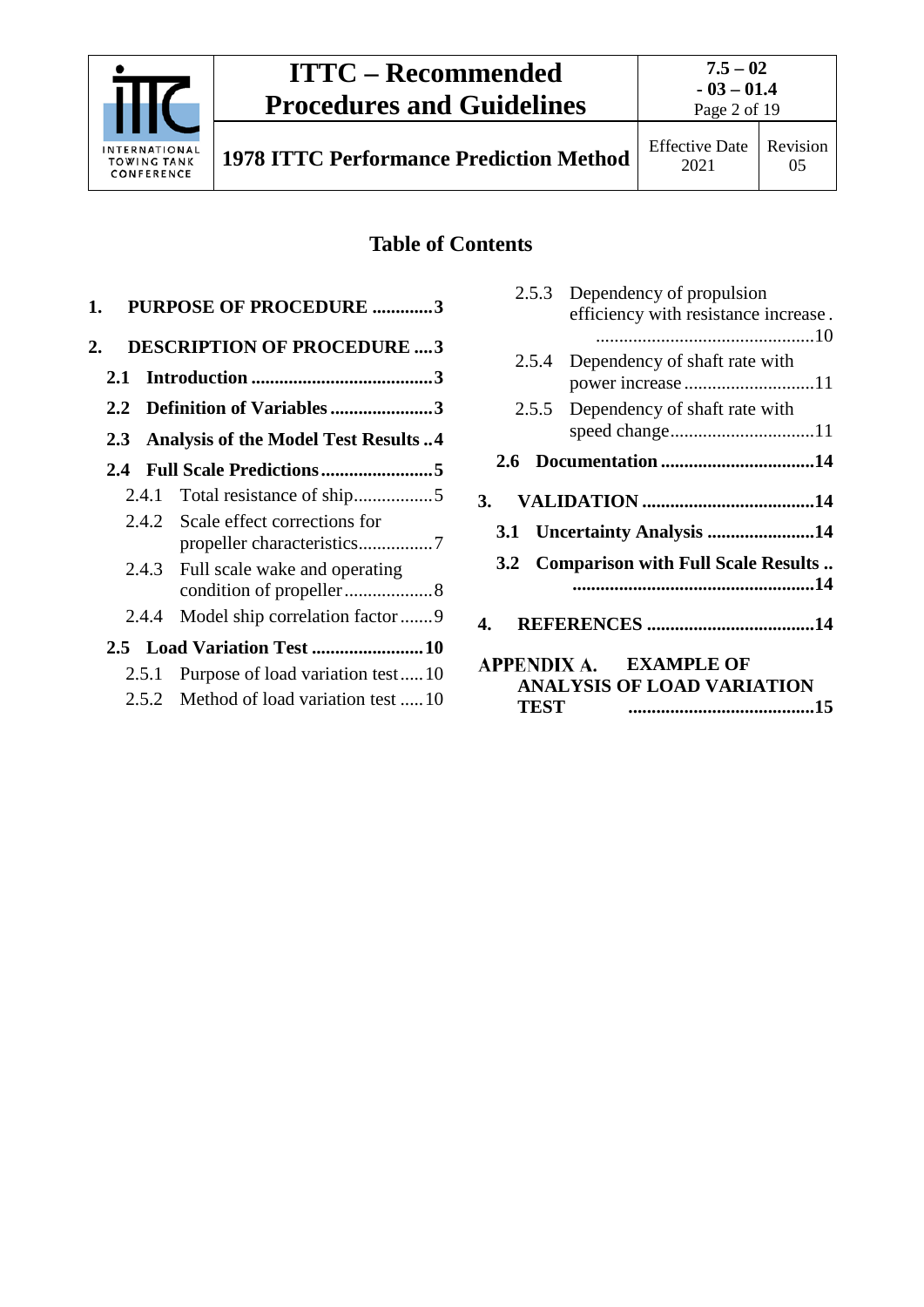## Table of Contents

1. **PURPOSE OF PROCEDURE .............3**
2. **DESCRIPTION OF PROCEDURE ....3**
   - **2.1 Introduction .......................................3**
   - **2.2 Definition of Variables ......................3**
   - **2.3 Analysis of the Model Test Results ..4**
   - **2.4 Full Scale Predictions ........................5**
     - 2.4.1 Total resistance of ship.................5
     - 2.4.2 Scale effect correction for propeller characteristics................7
     - 2.4.3 Full scale wake and operating condition of propeller...................8
     - 2.4.4 Model ship correlation factor.......9
   - **2.5 Load Variation Test ........................10**
     - 2.5.1 Purpose of load variation test.....10
     - 2.5.2 Method of load variation test .....10
     - 2.5.3 Dependency of propulsion efficiency with resistance increase . ...............................................10
     - 2.5.4 Dependency of shaft rate with power increase ............................11
     - 2.5.5 Dependency of shaft rate with speed change...............................11
   - **2.6 Documentation .................................14**
3. **VALIDATION .....................................14**
   - **3.1 Uncertainty Analysis .......................14**
   - **3.2 Comparison with Full Scale Results .. ....................................................14**
4. **REFERENCES ....................................14**

**APPENDIX A. EXAMPLE OF ANALYSIS OF LOAD VARIATION TEST ........................................15**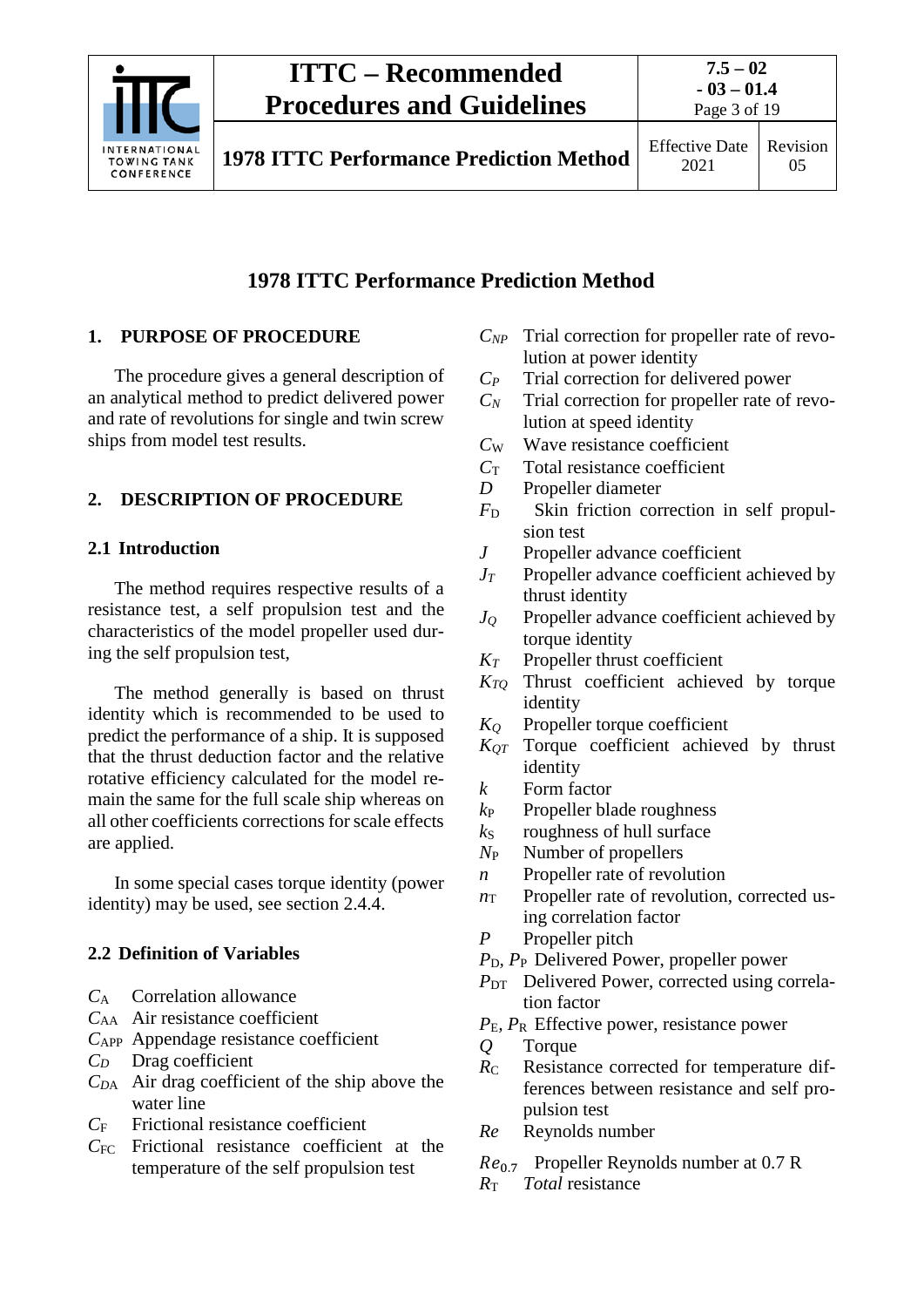# 1978 ITTC Performance Prediction Method

## 1. PURPOSE OF PROCEDURE

The procedure gives a general description of an analytical method to predict delivered power and rate of revolutions for single and twin screw ships from model test results.

## 2. DESCRIPTION OF PROCEDURE

### 2.1 Introduction

The method requires respective results of a resistance test, a self propulsion test and the characteristics of the model propeller used during the self propulsion test,

The method generally is based on thrust identity which is recommended to be used to predict the performance of a ship. It is supposed that the thrust deduction factor and the relative rotative efficiency calculated for the model remain the same for the full scale ship whereas on all other coefficients corrections for scale effects are applied.

In some special cases torque identity (power identity) may be used, see section 2.4.4.

### 2.2 Definition of Variables

- $C_A$ Correlation allowance
- $C_{AA}$ Air resistance coefficient
- $C_{APP}$ Appendage resistance coefficient
- $C_D$ Drag coefficient
- $C_{DA}$ Air drag coefficient of the ship above the water line
- $C_F$ Frictional resistance coefficient
- $C_{FC}$ Frictional resistance coefficient at the temperature of the self propulsion test
- $C_{NP}$ Trial correction for propeller rate of revolution at power identity
- $C_P$ Trial correction for delivered power
- $C_N$ Trial correction for propeller rate of revolution at speed identity
- $C_W$ Wave resistance coefficient
- $C_T$ Total resistance coefficient
- $D$ Propeller diameter
- $F_D$ Skin friction correction in self propulsion test
- $J$ Propeller advance coefficient
- $J_T$ Propeller advance coefficient achieved by thrust identity
- $J_Q$ Propeller advance coefficient achieved by torque identity
- $K_T$ Propeller thrust coefficient
- $K_{TQ}$ Thrust coefficient achieved by torque identity
- $K_Q$ Propeller torque coefficient
- $K_{QT}$ Torque coefficient achieved by thrust identity
- $k$ Form factor
- $k_P$ Propeller blade roughness
- $k_S$ roughness of hull surface
- $N_P$ Number of propellers
- $n$ Propeller rate of revolution
- $n_T$ Propeller rate of revolution, corrected using correlation factor
- $P$ Propeller pitch
- $P_D$, $P_P$ Delivered Power, propeller power
- $P_{DT}$ Delivered Power, corrected using correlation factor
- $P_E$, $P_R$ Effective power, resistance power
- $Q$ Torque
- $R_C$ Resistance corrected for temperature differences between resistance and self propulsion test
- $Re$ Reynolds number
- $Re_{0.7}$ Propeller Reynolds number at 0.7 R
- $R_T$ *Total* resistance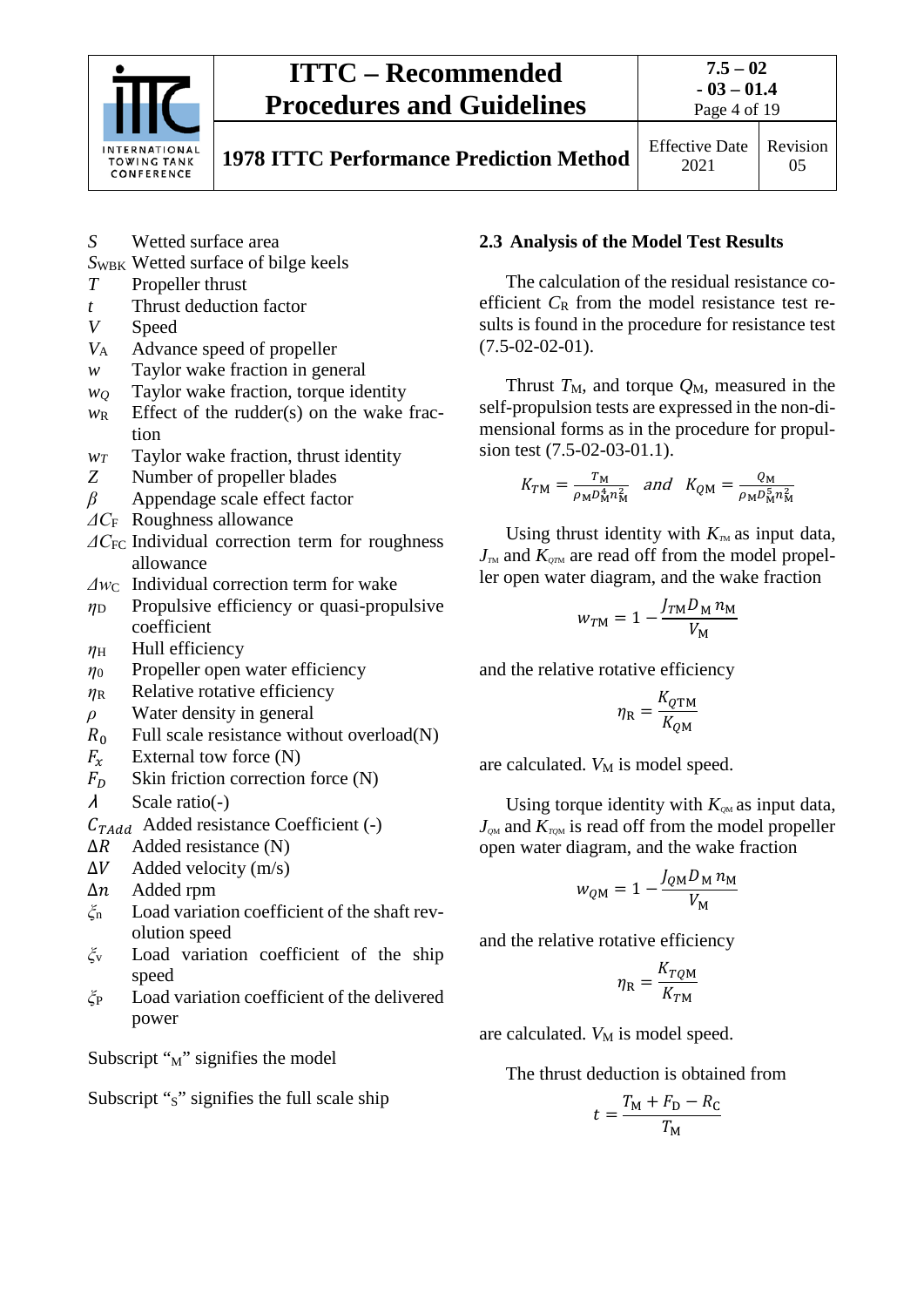$S$ Wetted surface area
$S_{WBK}$ Wetted surface of bilge keels
$T$ Propeller thrust
$t$ Thrust deduction factor
$V$ Speed
$V_A$ Advance speed of propeller
$w$ Taylor wake fraction in general
$w_Q$ Taylor wake fraction, torque identity
$w_R$ Effect of the rudder(s) on the wake fraction
$w_T$ Taylor wake fraction, thrust identity
$Z$ Number of propeller blades
$\beta$ Appendage scale effect factor
$\Delta C_F$ Roughness allowance
$\Delta C_{FC}$ Individual correction term for roughness allowance
$\Delta w_C$ Individual correction term for wake
$\eta_D$ Propulsive efficiency or quasi-propulsive coefficient
$\eta_H$ Hull efficiency
$\eta_0$ Propeller open water efficiency
$\eta_R$ Relative rotative efficiency
$\rho$ Water density in general
$R_0$ Full scale resistance without overload(N)
$F_x$ External tow force (N)
$F_D$ Skin friction correction force (N)
$\lambda$ Scale ratio(-)
$C_{TAdd}$ Added resistance Coefficient (-)
$\Delta R$ Added resistance (N)
$\Delta V$ Added velocity (m/s)
$\Delta n$ Added rpm
$\xi_n$ Load variation coefficient of the shaft revolution speed
$\xi_v$ Load variation coefficient of the ship speed
$\xi_P$ Load variation coefficient of the delivered power

Subscript "$_M$" signifies the model

Subscript "$_S$" signifies the full scale ship

### 2.3 Analysis of the Model Test Results

The calculation of the residual resistance coefficient $C_R$ from the model resistance test results is found in the procedure for resistance test (7.5-02-02-01).

Thrust $T_M$, and torque $Q_M$, measured in the self-propulsion tests are expressed in the non-dimensional forms as in the procedure for propulsion test (7.5-02-03-01.1).

$$K_{TM} = \frac{T_M}{\rho_M D_M^4 n_M^2} \quad and \quad K_{QM} = \frac{Q_M}{\rho_M D_M^5 n_M^2}$$

Using thrust identity with $K_{TM}$ as input data, $J_{TM}$ and $K_{QTM}$ are read off from the model propeller open water diagram, and the wake fraction

$$w_{TM} = 1 - \frac{J_{TM} D_M n_M}{V_M}$$

and the relative rotative efficiency

$$\eta_R = \frac{K_{QTM}}{K_{QM}}$$

are calculated. $V_M$ is model speed.

Using torque identity with $K_{QM}$ as input data, $J_{QM}$ and $K_{TQM}$ is read off from the model propeller open water diagram, and the wake fraction

$$w_{QM} = 1 - \frac{J_{QM} D_M n_M}{V_M}$$

and the relative rotative efficiency

$$\eta_R = \frac{K_{TQM}}{K_{TM}}$$

are calculated. $V_M$ is model speed.

The thrust deduction is obtained from

$$t = \frac{T_M + F_D - R_C}{T_M}$$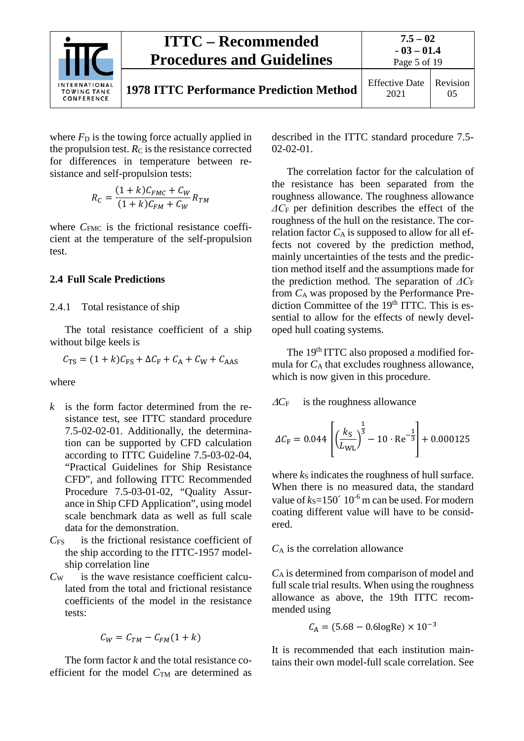where $F_D$ is the towing force actually applied in the propulsion test. $R_C$ is the resistance corrected for differences in temperature between resistance and self-propulsion tests:

$$R_C = \frac{(1+k)C_{FMC} + C_W}{(1+k)C_{FM} + C_W} R_{TM}$$

where $C_{FMC}$ is the frictional resistance coefficient at the temperature of the self-propulsion test.

### 2.4 Full Scale Predictions

#### 2.4.1 Total resistance of ship

The total resistance coefficient of a ship without bilge keels is

$$C_{TS} = (1+k)C_{FS} + \Delta C_F + C_A + C_W + C_{AAS}$$

where

- $k$ is the form factor determined from the resistance test, see ITTC standard procedure 7.5-02-02-01. Additionally, the determination can be supported by CFD calculation according to ITTC Guideline 7.5-03-02-04, "Practical Guidelines for Ship Resistance CFD", and following ITTC Recommended Procedure 7.5-03-01-02, "Quality Assurance in Ship CFD Application", using model scale benchmark data as well as full scale data for the demonstration.
- $C_{FS}$ is the frictional resistance coefficient of the ship according to the ITTC-1957 model-ship correlation line
- $C_W$ is the wave resistance coefficient calculated from the total and frictional resistance coefficients of the model in the resistance tests:

$$C_W = C_{TM} - C_{FM}(1+k)$$

The form factor $k$ and the total resistance coefficient for the model $C_{TM}$ are determined as described in the ITTC standard procedure 7.5-02-02-01.

The correlation factor for the calculation of the resistance has been separated from the roughness allowance. The roughness allowance $\Delta C_F$ per definition describes the effect of the roughness of the hull on the resistance. The correlation factor $C_A$ is supposed to allow for all effects not covered by the prediction method, mainly uncertainties of the tests and the prediction method itself and the assumptions made for the prediction method. The separation of $\Delta C_F$ from $C_A$ was proposed by the Performance Prediction Committee of the 19th ITTC. This is essential to allow for the effects of newly developed hull coating systems.

The 19th ITTC also proposed a modified formula for $C_A$ that excludes roughness allowance, which is now given in this procedure.

$\Delta C_F$ is the roughness allowance

$$\Delta C_F = 0.044\left[\left(\frac{k_S}{L_{WL}}\right)^{\frac{1}{3}} - 10 \cdot \mathrm{Re}^{-\frac{1}{3}}\right] + 0.000125$$

where $k_S$ indicates the roughness of hull surface. When there is no measured data, the standard value of $k_S = 150 \times 10^{-6}$ m can be used. For modern coating different value will have to be considered.

$C_A$ is the correlation allowance

$C_A$ is determined from comparison of model and full scale trial results. When using the roughness allowance as above, the 19th ITTC recommended using

$$C_A = (5.68 - 0.6\log\mathrm{Re}) \times 10^{-3}$$

It is recommended that each institution maintains their own model-full scale correlation. See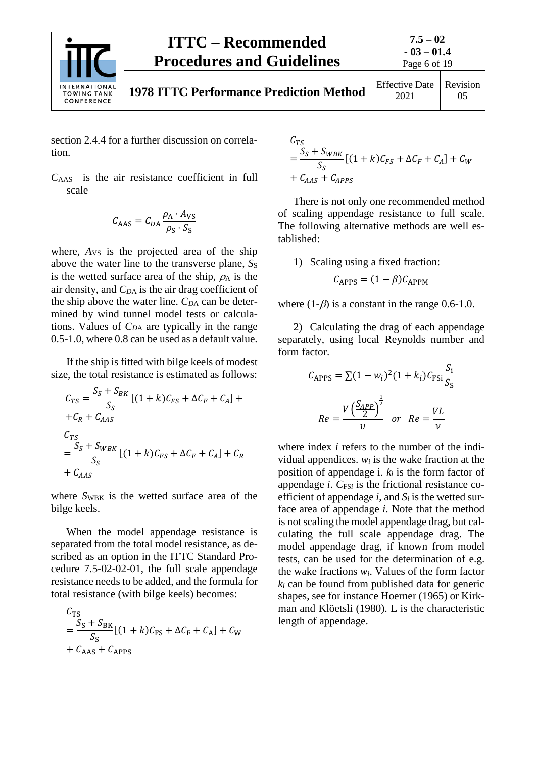section 2.4.4 for a further discussion on correlation.

$C_{AAS}$ is the air resistance coefficient in full scale

$$C_{AAS} = C_{DA}\frac{\rho_A \cdot A_{VS}}{\rho_S \cdot S_S}$$

where, $A_{VS}$ is the projected area of the ship above the water line to the transverse plane, $S_S$ is the wetted surface area of the ship, $\rho_A$ is the air density, and $C_{DA}$ is the air drag coefficient of the ship above the water line. $C_{DA}$ can be determined by wind tunnel model tests or calculations. Values of $C_{DA}$ are typically in the range 0.5-1.0, where 0.8 can be used as a default value.

If the ship is fitted with bilge keels of modest size, the total resistance is estimated as follows:

$$C_{TS} = \frac{S_S + S_{BK}}{S_S}[(1+k)C_{FS} + \Delta C_F + C_A] + \\ + C_R + C_{AAS}$$

$$C_{TS} = \frac{S_S + S_{WBK}}{S_S}[(1+k)C_{FS} + \Delta C_F + C_A] + C_R + C_{AAS}$$

where $S_{WBK}$ is the wetted surface area of the bilge keels.

When the model appendage resistance is separated from the total model resistance, as described as an option in the ITTC Standard Procedure 7.5-02-02-01, the full scale appendage resistance needs to be added, and the formula for total resistance (with bilge keels) becomes:

$$C_{TS} = \frac{S_S + S_{BK}}{S_S}[(1+k)C_{FS} + \Delta C_F + C_A] + C_W + C_{AAS} + C_{APPS}$$

$$C_{TS} = \frac{S_S + S_{WBK}}{S_S}[(1+k)C_{FS} + \Delta C_F + C_A] + C_W + C_{AAS} + C_{APPS}$$

There is not only one recommended method of scaling appendage resistance to full scale. The following alternative methods are well established:

1) Scaling using a fixed fraction:

$$C_{APPS} = (1-\beta)C_{APPM}$$

where $(1\text{-}\beta)$ is a constant in the range 0.6-1.0.

2) Calculating the drag of each appendage separately, using local Reynolds number and form factor.

$$C_{APPS} = \sum(1-w_i)^2(1+k_i)C_{FSi}\frac{S_i}{S_S}$$

$$Re = \frac{V\left(\frac{S_{APP}}{2}\right)^{\frac{1}{2}}}{\upsilon} \quad or \quad Re = \frac{VL}{\nu}$$

where index $i$ refers to the number of the individual appendices. $w_i$ is the wake fraction at the position of appendage i. $k_i$ is the form factor of appendage $i$. $C_{FSi}$ is the frictional resistance coefficient of appendage $i$, and $S_i$ is the wetted surface area of appendage $i$. Note that the method is not scaling the model appendage drag, but calculating the full scale appendage drag. The model appendage drag, if known from model tests, can be used for the determination of e.g. the wake fractions $w_i$. Values of the form factor $k_i$ can be found from published data for generic shapes, see for instance Hoerner (1965) or Kirkman and Klöetsli (1980). L is the characteristic length of appendage.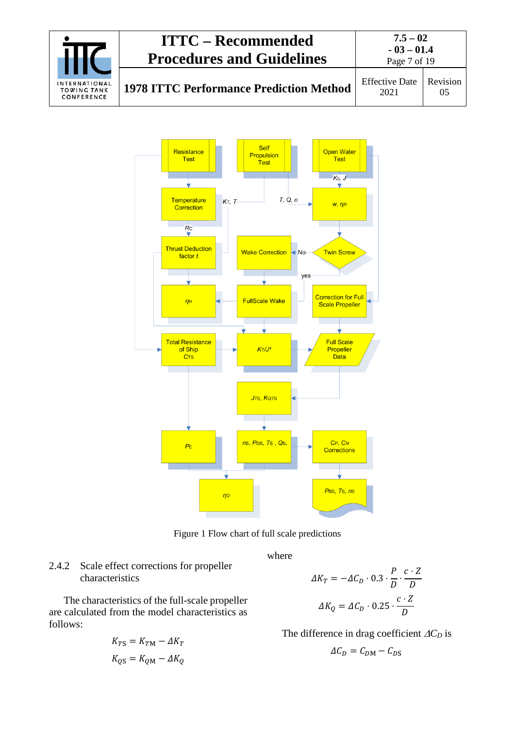Figure 1 Flow chart of full scale predictions

### 2.4.2 Scale effect corrections for propeller characteristics

The characteristics of the full-scale propeller are calculated from the model characteristics as follows:

$$K_{TS} = K_{TM} - \Delta K_T$$

$$K_{QS} = K_{QM} - \Delta K_Q$$

where

$$\Delta K_T = -\Delta C_D \cdot 0.3 \cdot \frac{P}{D} \cdot \frac{c \cdot Z}{D}$$

$$\Delta K_Q = \Delta C_D \cdot 0.25 \cdot \frac{c \cdot Z}{D}$$

The difference in drag coefficient $\Delta C_D$ is

$$\Delta C_D = C_{DM} - C_{DS}$$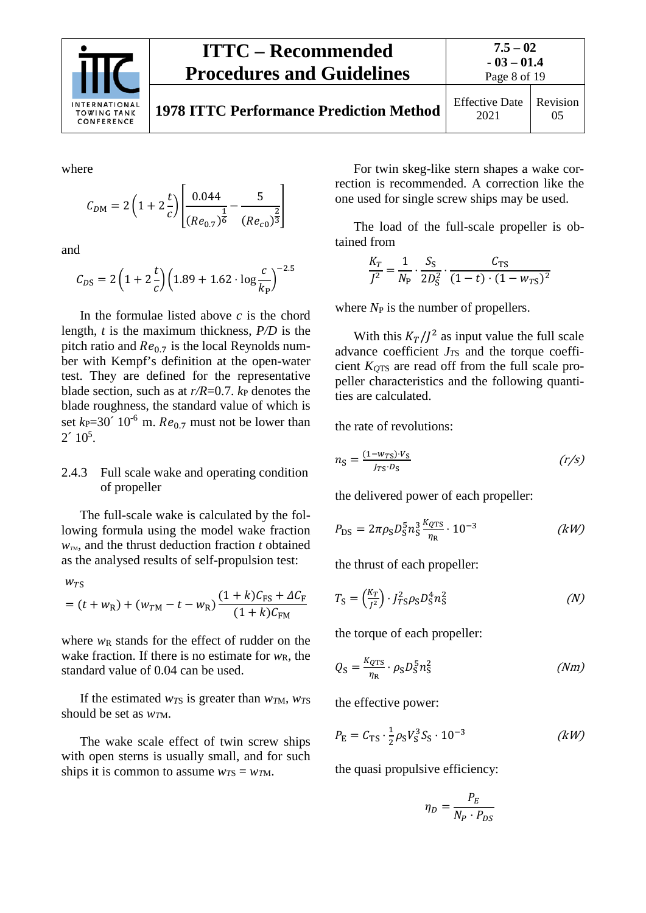where

$$C_{DM} = 2\left(1 + 2\frac{t}{c}\right)\left[\frac{0.044}{(Re_{0.7})^{\frac{1}{6}}} - \frac{5}{(Re_{c0})^{\frac{2}{3}}}\right]$$

and

$$C_{DS} = 2\left(1 + 2\frac{t}{c}\right)\left(1.89 + 1.62 \cdot \log\frac{c}{k_P}\right)^{-2.5}$$

In the formulae listed above $c$ is the chord length, $t$ is the maximum thickness, $P/D$ is the pitch ratio and $Re_{0.7}$ is the local Reynolds number with Kempf's definition at the open-water test. They are defined for the representative blade section, such as at $r/R$=0.7. $k_P$ denotes the blade roughness, the standard value of which is set $k_P$=30´ $10^{-6}$ m. $Re_{0.7}$ must not be lower than 2´ $10^5$.

### 2.4.3 Full scale wake and operating condition of propeller

The full-scale wake is calculated by the following formula using the model wake fraction $w_{TM}$, and the thrust deduction fraction $t$ obtained as the analysed results of self-propulsion test:

$$w_{TS} = (t + w_R) + (w_{TM} - t - w_R)\frac{(1+k)C_{FS} + \Delta C_F}{(1+k)C_{FM}}$$

where $w_R$ stands for the effect of rudder on the wake fraction. If there is no estimate for $w_R$, the standard value of 0.04 can be used.

If the estimated $w_{TS}$ is greater than $w_{TM}$, $w_{TS}$ should be set as $w_{TM}$.

The wake scale effect of twin screw ships with open sterns is usually small, and for such ships it is common to assume $w_{TS} = w_{TM}$.

For twin skeg-like stern shapes a wake correction is recommended. A correction like the one used for single screw ships may be used.

The load of the full-scale propeller is obtained from

$$\frac{K_T}{J^2} = \frac{1}{N_P} \cdot \frac{S_S}{2D_S^2} \cdot \frac{C_{TS}}{(1-t)\cdot(1-w_{TS})^2}$$

where $N_P$ is the number of propellers.

With this $K_T/J^2$ as input value the full scale advance coefficient $J_{TS}$ and the torque coefficient $K_{QTS}$ are read off from the full scale propeller characteristics and the following quantities are calculated.

the rate of revolutions:

$$n_S = \frac{(1-w_{TS})\cdot V_S}{J_{TS}\cdot D_S} \qquad (r/s)$$

the delivered power of each propeller:

$$P_{DS} = 2\pi \rho_S D_S^5 n_S^3 \frac{K_{QTS}}{\eta_R} \cdot 10^{-3} \qquad (kW)$$

the thrust of each propeller:

$$T_S = \left(\frac{K_T}{J^2}\right) \cdot J_{TS}^2 \rho_S D_S^4 n_S^2 \qquad (N)$$

the torque of each propeller:

$$Q_S = \frac{K_{QTS}}{\eta_R} \cdot \rho_S D_S^5 n_S^2 \qquad (Nm)$$

the effective power:

$$P_E = C_{TS} \cdot \frac{1}{2}\rho_S V_S^3 S_S \cdot 10^{-3} \qquad (kW)$$

the quasi propulsive efficiency:

$$\eta_D = \frac{P_E}{N_P \cdot P_{DS}}$$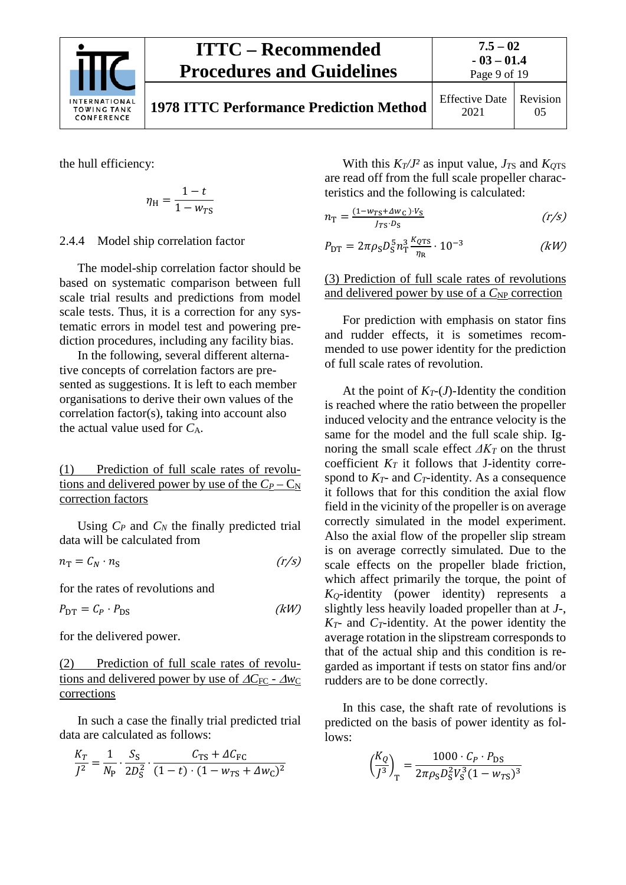the hull efficiency:

$$\eta_H = \frac{1-t}{1-w_{TS}}$$

### 2.4.4 Model ship correlation factor

The model-ship correlation factor should be based on systematic comparison between full scale trial results and predictions from model scale tests. Thus, it is a correction for any systematic errors in model test and powering prediction procedures, including any facility bias.

In the following, several different alternative concepts of correlation factors are presented as suggestions. It is left to each member organisations to derive their own values of the correlation factor(s), taking into account also the actual value used for $C_A$.

(1) Prediction of full scale rates of revolutions and delivered power by use of the $C_P$ – $C_N$ correction factors

Using $C_P$ and $C_N$ the finally predicted trial data will be calculated from

$$n_T = C_N \cdot n_S \qquad (r/s)$$

for the rates of revolutions and

$$P_{DT} = C_P \cdot P_{DS} \qquad (kW)$$

for the delivered power.

(2) Prediction of full scale rates of revolutions and delivered power by use of $\Delta C_{FC}$ - $\Delta w_C$ corrections

In such a case the finally trial predicted trial data are calculated as follows:

$$\frac{K_T}{J^2} = \frac{1}{N_P} \cdot \frac{S_S}{2D_S^2} \cdot \frac{C_{TS} + \Delta C_{FC}}{(1-t)\cdot(1-w_{TS}+\Delta w_C)^2}$$

With this $K_T/J^2$ as input value, $J_{TS}$ and $K_{QTS}$ are read off from the full scale propeller characteristics and the following is calculated:

$$n_T = \frac{(1-w_{TS}+\Delta w_C)\cdot V_S}{J_{TS}\cdot D_S} \qquad (r/s)$$

$$P_{DT} = 2\pi\rho_S D_S^5 n_T^3 \frac{K_{QTS}}{\eta_R} \cdot 10^{-3} \qquad (kW)$$

(3) Prediction of full scale rates of revolutions and delivered power by use of a $C_{NP}$ correction

For prediction with emphasis on stator fins and rudder effects, it is sometimes recommended to use power identity for the prediction of full scale rates of revolution.

At the point of $K_T$-($J$)-Identity the condition is reached where the ratio between the propeller induced velocity and the entrance velocity is the same for the model and the full scale ship. Ignoring the small scale effect $\Delta K_T$ on the thrust coefficient $K_T$ it follows that J-identity correspond to $K_T$- and $C_T$-identity. As a consequence it follows that for this condition the axial flow field in the vicinity of the propeller is on average correctly simulated in the model experiment. Also the axial flow of the propeller slip stream is on average correctly simulated. Due to the scale effects on the propeller blade friction, which affect primarily the torque, the point of $K_Q$-identity (power identity) represents a slightly less heavily loaded propeller than at $J$-, $K_T$- and $C_T$-identity. At the power identity the average rotation in the slipstream corresponds to that of the actual ship and this condition is regarded as important if tests on stator fins and/or rudders are to be done correctly.

In this case, the shaft rate of revolutions is predicted on the basis of power identity as follows:

$$\left(\frac{K_Q}{J^3}\right)_T = \frac{1000 \cdot C_P \cdot P_{DS}}{2\pi\rho_S D_S^2 V_S^3 (1-w_{TS})^3}$$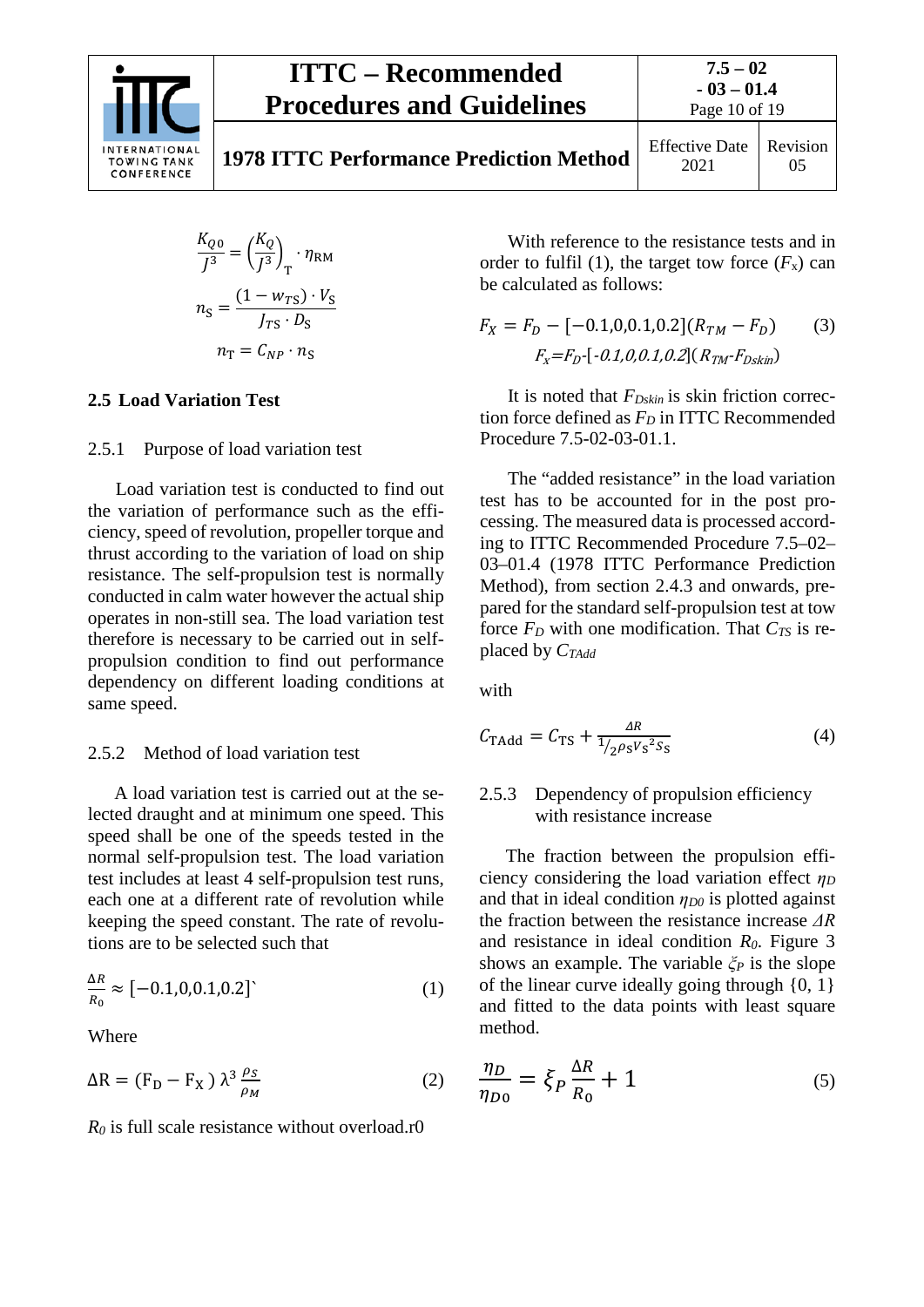$$\frac{K_{Q0}}{J^3} = \left(\frac{K_Q}{J^3}\right)_T \cdot \eta_{RM}$$

$$n_S = \frac{(1 - w_{TS}) \cdot V_S}{J_{TS} \cdot D_S}$$

$$n_T = C_{NP} \cdot n_S$$

## 2.5 Load Variation Test

### 2.5.1 Purpose of load variation test

Load variation test is conducted to find out the variation of performance such as the efficiency, speed of revolution, propeller torque and thrust according to the variation of load on ship resistance. The self-propulsion test is normally conducted in calm water however the actual ship operates in non-still sea. The load variation test therefore is necessary to be carried out in self-propulsion condition to find out performance dependency on different loading conditions at same speed.

### 2.5.2 Method of load variation test

A load variation test is carried out at the selected draught and at minimum one speed. This speed shall be one of the speeds tested in the normal self-propulsion test. The load variation test includes at least 4 self-propulsion test runs, each one at a different rate of revolution while keeping the speed constant. The rate of revolutions are to be selected such that

$$\frac{\Delta R}{R_0} \approx [-0.1, 0, 0.1, 0.2]` \qquad (1)$$

Where

$$\Delta R = (F_D - F_X)\, \lambda^3 \frac{\rho_S}{\rho_M} \qquad (2)$$

$R_0$ is full scale resistance without overload.r0

With reference to the resistance tests and in order to fulfil (1), the target tow force ($F_x$) can be calculated as follows:

$$F_X = F_D - [-0.1, 0, 0.1, 0.2](R_{TM} - F_D) \qquad (3)$$

$$F_x = F_D - [-0.1, 0, 0.1, 0.2](R_{TM} - F_{Dskin})$$

It is noted that $F_{Dskin}$ is skin friction correction force defined as $F_D$ in ITTC Recommended Procedure 7.5-02-03-01.1.

The "added resistance" in the load variation test has to be accounted for in the post processing. The measured data is processed according to ITTC Recommended Procedure 7.5–02–03–01.4 (1978 ITTC Performance Prediction Method), from section 2.4.3 and onwards, prepared for the standard self-propulsion test at tow force $F_D$ with one modification. That $C_{TS}$ is replaced by $C_{TAdd}$

with

$$C_{TAdd} = C_{TS} + \frac{\Delta R}{1/2\, \rho_S {V_S}^2 S_S} \qquad (4)$$

### 2.5.3 Dependency of propulsion efficiency with resistance increase

The fraction between the propulsion efficiency considering the load variation effect $\eta_D$ and that in ideal condition $\eta_{D0}$ is plotted against the fraction between the resistance increase $\Delta R$ and resistance in ideal condition $R_0$. Figure 3 shows an example. The variable $\xi_P$ is the slope of the linear curve ideally going through {0, 1} and fitted to the data points with least square method.

$$\frac{\eta_D}{\eta_{D0}} = \xi_P \frac{\Delta R}{R_0} + 1 \qquad (5)$$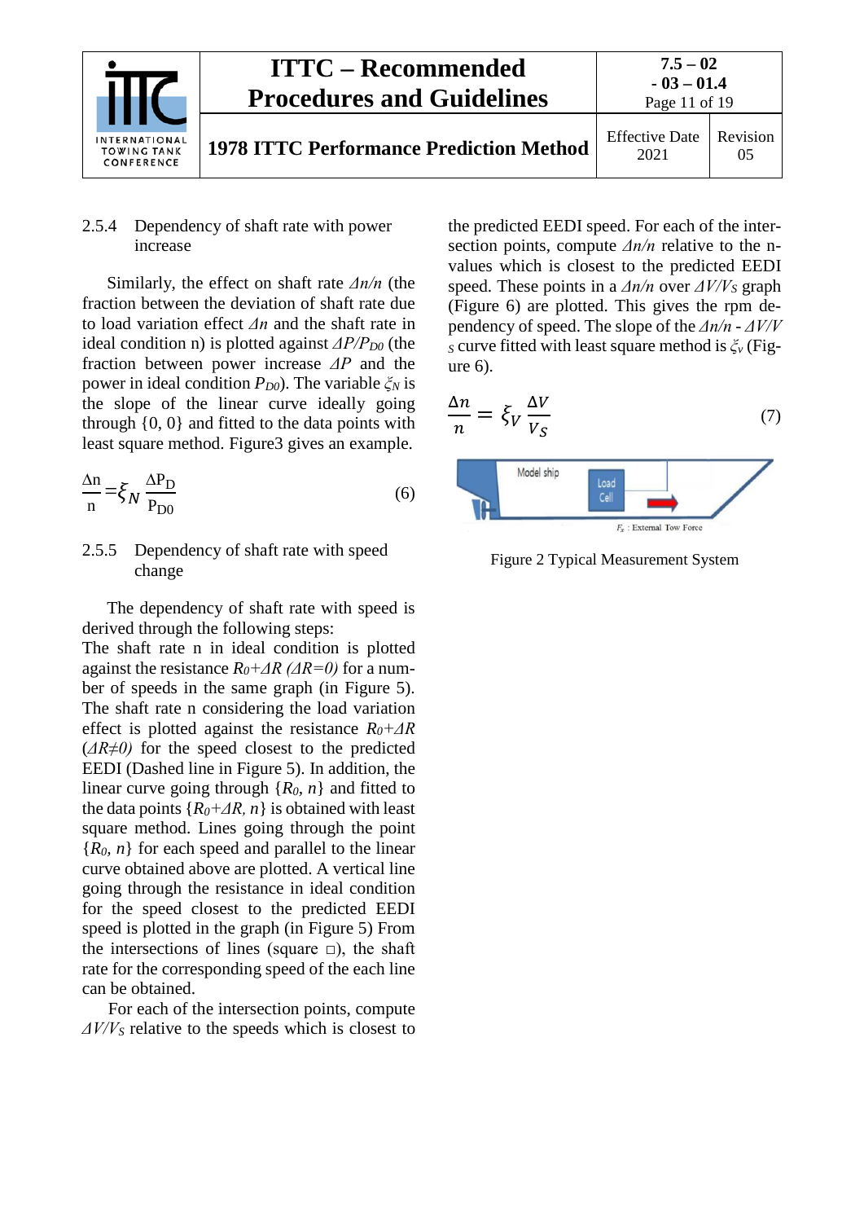### 2.5.4 Dependency of shaft rate with power increase

Similarly, the effect on shaft rate $\Delta n/n$ (the fraction between the deviation of shaft rate due to load variation effect $\Delta n$ and the shaft rate in ideal condition n) is plotted against $\Delta P/P_{D0}$ (the fraction between power increase $\Delta P$ and the power in ideal condition $P_{D0}$). The variable $\xi_N$ is the slope of the linear curve ideally going through {0, 0} and fitted to the data points with least square method. Figure3 gives an example.

$$\frac{\Delta n}{n} = \xi_N \frac{\Delta P_D}{P_{D0}} \tag{6}$$

### 2.5.5 Dependency of shaft rate with speed change

The dependency of shaft rate with speed is derived through the following steps:
The shaft rate n in ideal condition is plotted against the resistance $R_0+\Delta R$ ($\Delta R=0$) for a number of speeds in the same graph (in Figure 5). The shaft rate n considering the load variation effect is plotted against the resistance $R_0+\Delta R$ ($\Delta R\neq 0$) for the speed closest to the predicted EEDI (Dashed line in Figure 5). In addition, the linear curve going through $\{R_0, n\}$ and fitted to the data points $\{R_0+\Delta R, n\}$ is obtained with least square method. Lines going through the point $\{R_0, n\}$ for each speed and parallel to the linear curve obtained above are plotted. A vertical line going through the resistance in ideal condition for the speed closest to the predicted EEDI speed is plotted in the graph (in Figure 5) From the intersections of lines (square □), the shaft rate for the corresponding speed of the each line can be obtained.

For each of the intersection points, compute $\Delta V/V_S$ relative to the speeds which is closest to the predicted EEDI speed. For each of the intersection points, compute $\Delta n/n$ relative to the n-values which is closest to the predicted EEDI speed. These points in a $\Delta n/n$ over $\Delta V/V_S$ graph (Figure 6) are plotted. This gives the rpm dependency of speed. The slope of the $\Delta n/n$ - $\Delta V/V_S$ curve fitted with least square method is $\xi_v$ (Figure 6).

$$\frac{\Delta n}{n} = \xi_V \frac{\Delta V}{V_S} \tag{7}$$

Model ship | Load Cell | $F_x$ : External Tow Force

Figure 2 Typical Measurement System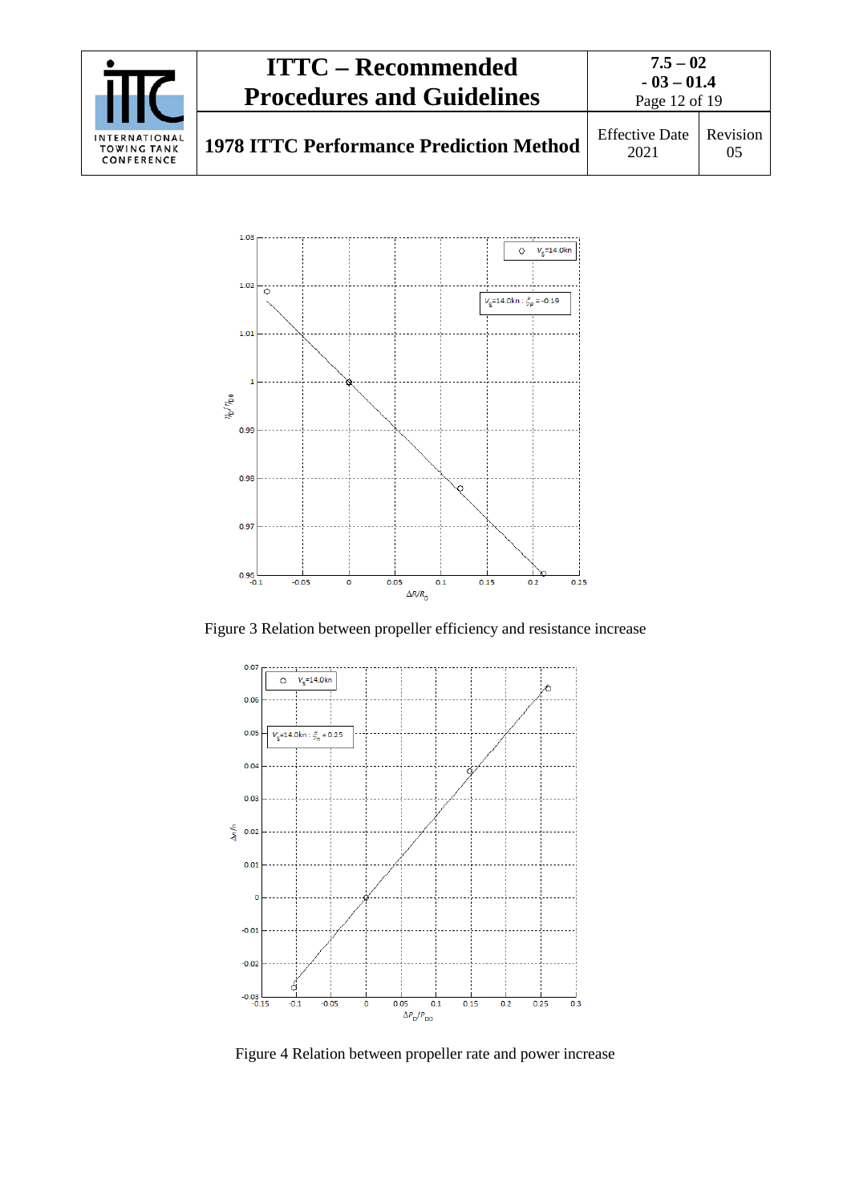Figure 3 Relation between propeller efficiency and resistance increase

Figure 4 Relation between propeller rate and power increase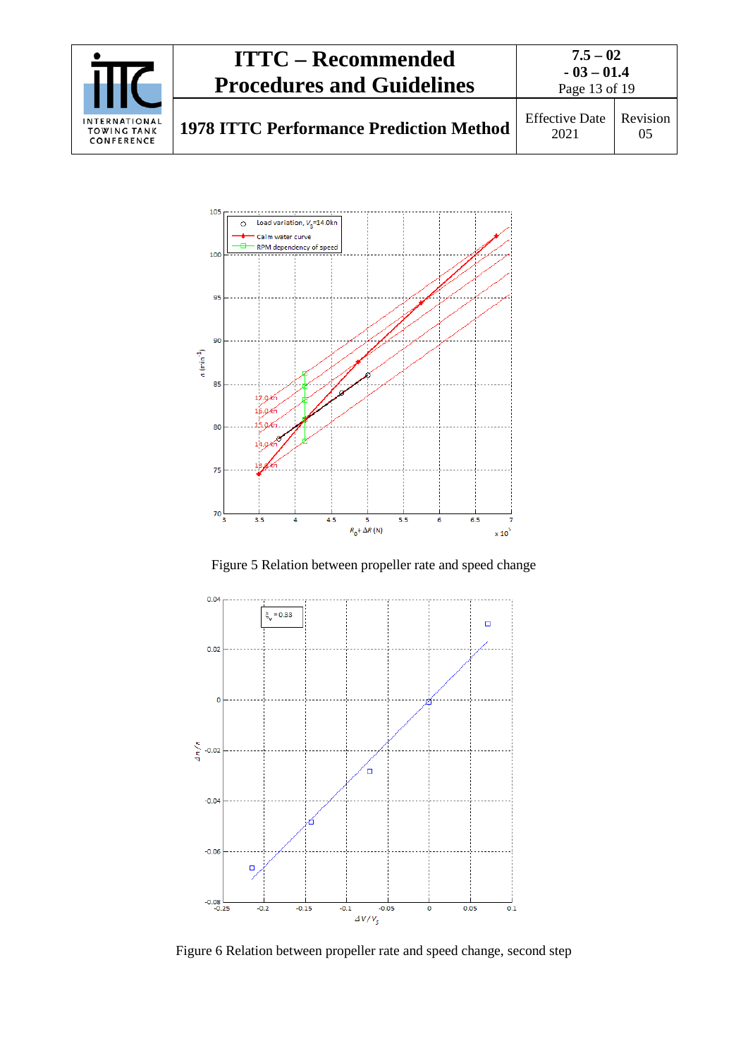Figure 5 Relation between propeller rate and speed change

Figure 6 Relation between propeller rate and speed change, second step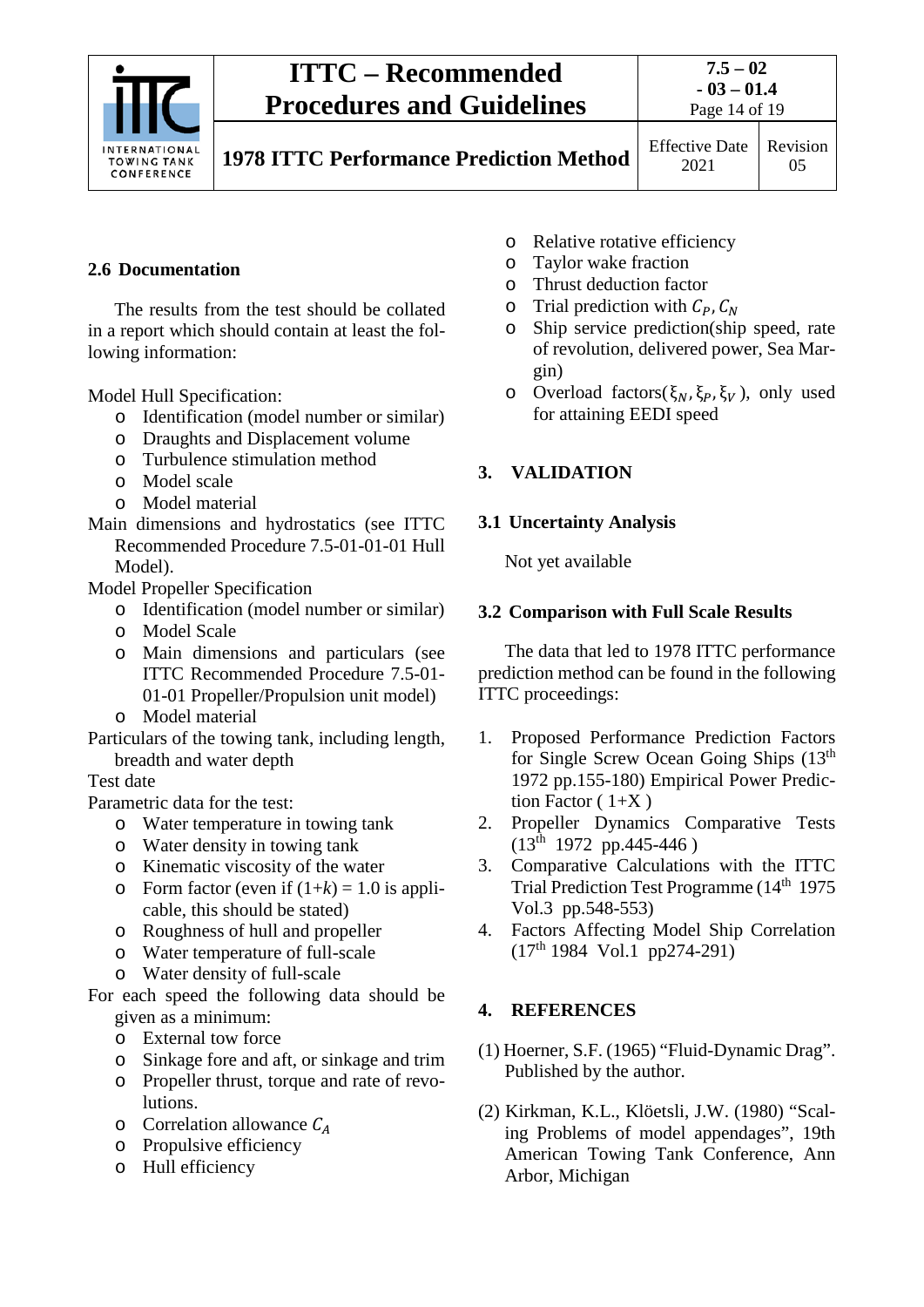### 2.6 Documentation

The results from the test should be collated in a report which should contain at least the following information:

Model Hull Specification:

- Identification (model number or similar)
- Draughts and Displacement volume
- Turbulence stimulation method
- Model scale
- Model material

Main dimensions and hydrostatics (see ITTC Recommended Procedure 7.5-01-01-01 Hull Model).

Model Propeller Specification

- Identification (model number or similar)
- Model Scale
- Main dimensions and particulars (see ITTC Recommended Procedure 7.5-01-01-01 Propeller/Propulsion unit model)
- Model material

Particulars of the towing tank, including length, breadth and water depth

Test date

Parametric data for the test:

- Water temperature in towing tank
- Water density in towing tank
- Kinematic viscosity of the water
- Form factor (even if $(1+k)$ = 1.0 is applicable, this should be stated)
- Roughness of hull and propeller
- Water temperature of full-scale
- Water density of full-scale

For each speed the following data should be given as a minimum:

- External tow force
- Sinkage fore and aft, or sinkage and trim
- Propeller thrust, torque and rate of revolutions.
- Correlation allowance $C_A$
- Propulsive efficiency
- Hull efficiency
- Relative rotative efficiency
- Taylor wake fraction
- Thrust deduction factor
- Trial prediction with $C_P, C_N$
- Ship service prediction(ship speed, rate of revolution, delivered power, Sea Margin)
- Overload factors($\xi_N, \xi_P, \xi_V$ ), only used for attaining EEDI speed

## 3. VALIDATION

### 3.1 Uncertainty Analysis

Not yet available

### 3.2 Comparison with Full Scale Results

The data that led to 1978 ITTC performance prediction method can be found in the following ITTC proceedings:

1. Proposed Performance Prediction Factors for Single Screw Ocean Going Ships (13th 1972 pp.155-180) Empirical Power Prediction Factor ( 1+X )
2. Propeller Dynamics Comparative Tests (13th 1972 pp.445-446 )
3. Comparative Calculations with the ITTC Trial Prediction Test Programme (14th 1975 Vol.3 pp.548-553)
4. Factors Affecting Model Ship Correlation (17th 1984 Vol.1 pp274-291)

## 4. REFERENCES

(1) Hoerner, S.F. (1965) "Fluid-Dynamic Drag". Published by the author.

(2) Kirkman, K.L., Klöetsli, J.W. (1980) "Scaling Problems of model appendages", 19th American Towing Tank Conference, Ann Arbor, Michigan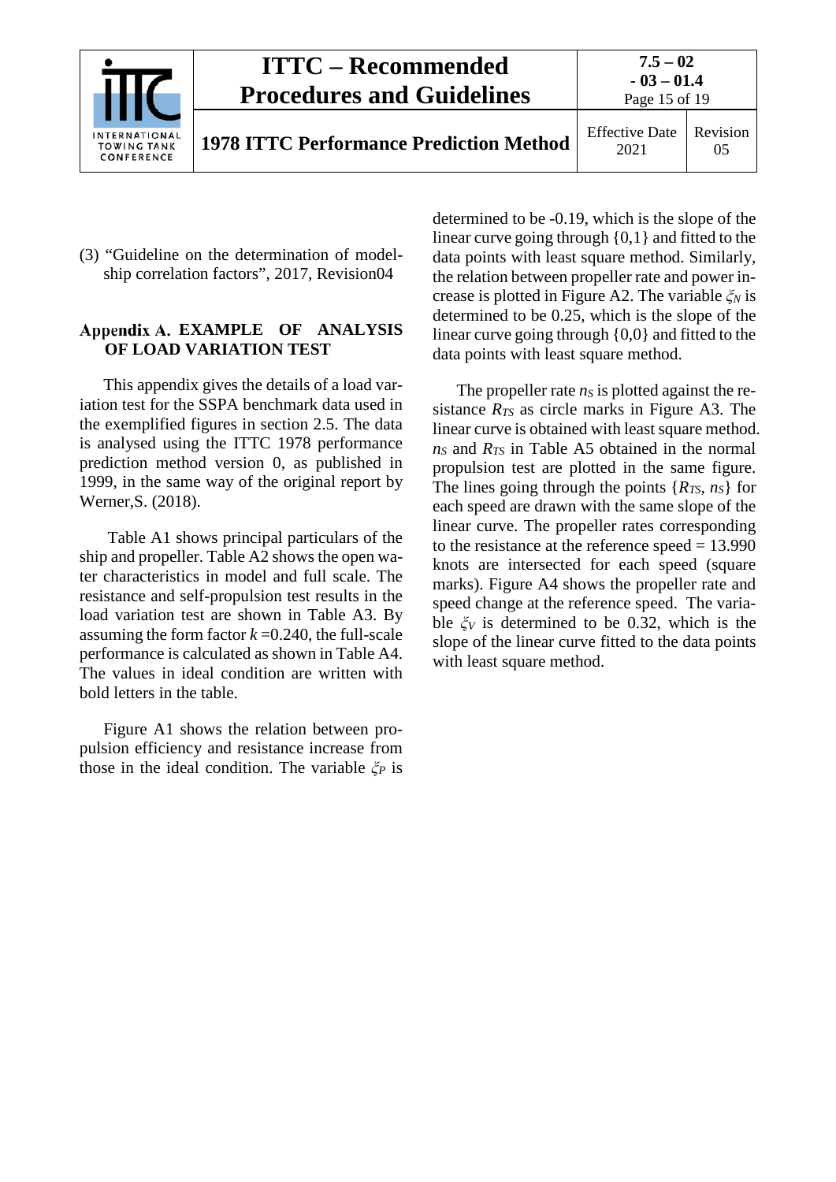(3) “Guideline on the determination of model-ship correlation factors”, 2017, Revision04

## Appendix A. EXAMPLE OF ANALYSIS OF LOAD VARIATION TEST

This appendix gives the details of a load variation test for the SSPA benchmark data used in the exemplified figures in section 2.5. The data is analysed using the ITTC 1978 performance prediction method version 0, as published in 1999, in the same way of the original report by Werner,S. (2018).

Table A1 shows principal particulars of the ship and propeller. Table A2 shows the open water characteristics in model and full scale. The resistance and self-propulsion test results in the load variation test are shown in Table A3. By assuming the form factor $k$ =0.240, the full-scale performance is calculated as shown in Table A4. The values in ideal condition are written with bold letters in the table.

Figure A1 shows the relation between propulsion efficiency and resistance increase from those in the ideal condition. The variable $\xi_P$ is determined to be -0.19, which is the slope of the linear curve going through {0,1} and fitted to the data points with least square method. Similarly, the relation between propeller rate and power increase is plotted in Figure A2. The variable $\xi_N$ is determined to be 0.25, which is the slope of the linear curve going through {0,0} and fitted to the data points with least square method.

The propeller rate $n_S$ is plotted against the resistance $R_{TS}$ as circle marks in Figure A3. The linear curve is obtained with least square method. $n_S$ and $R_{TS}$ in Table A5 obtained in the normal propulsion test are plotted in the same figure. The lines going through the points {$R_{TS}$, $n_S$} for each speed are drawn with the same slope of the linear curve. The propeller rates corresponding to the resistance at the reference speed = 13.990 knots are intersected for each speed (square marks). Figure A4 shows the propeller rate and speed change at the reference speed. The variable $\xi_V$ is determined to be 0.32, which is the slope of the linear curve fitted to the data points with least square method.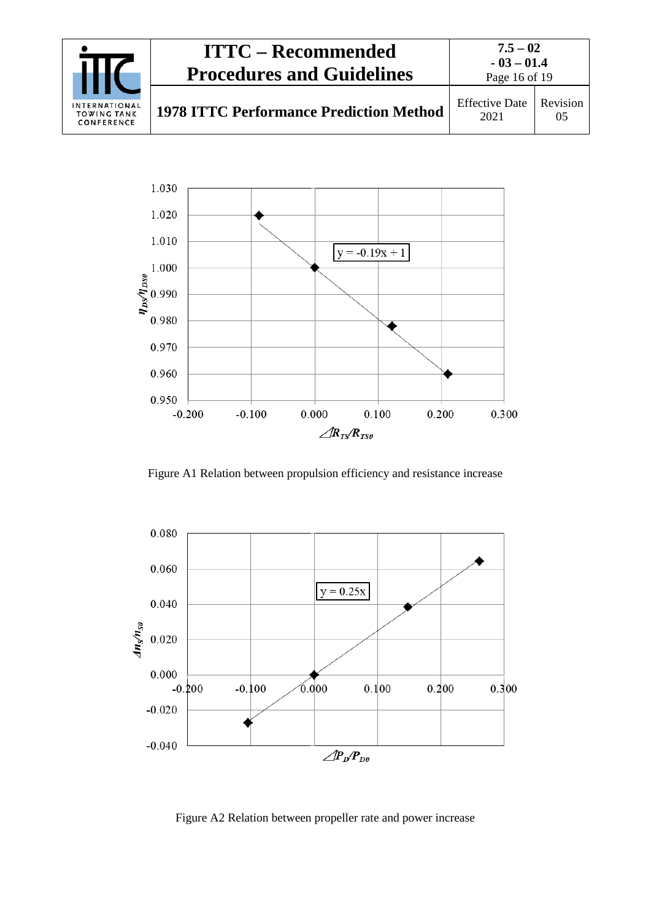Figure A1 Relation between propulsion efficiency and resistance increase

Figure A2 Relation between propeller rate and power increase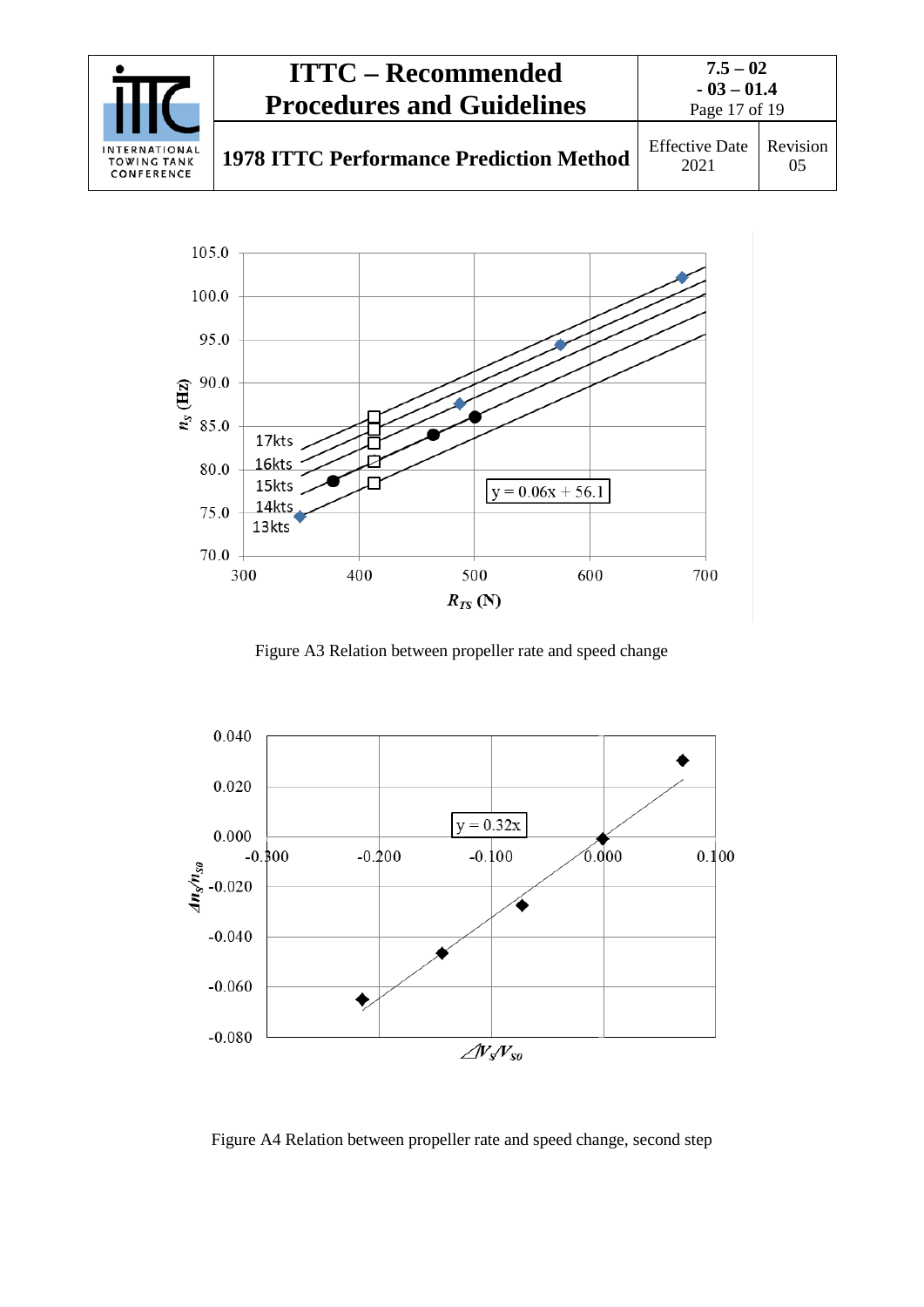Figure A3 Relation between propeller rate and speed change

Figure A4 Relation between propeller rate and speed change, second step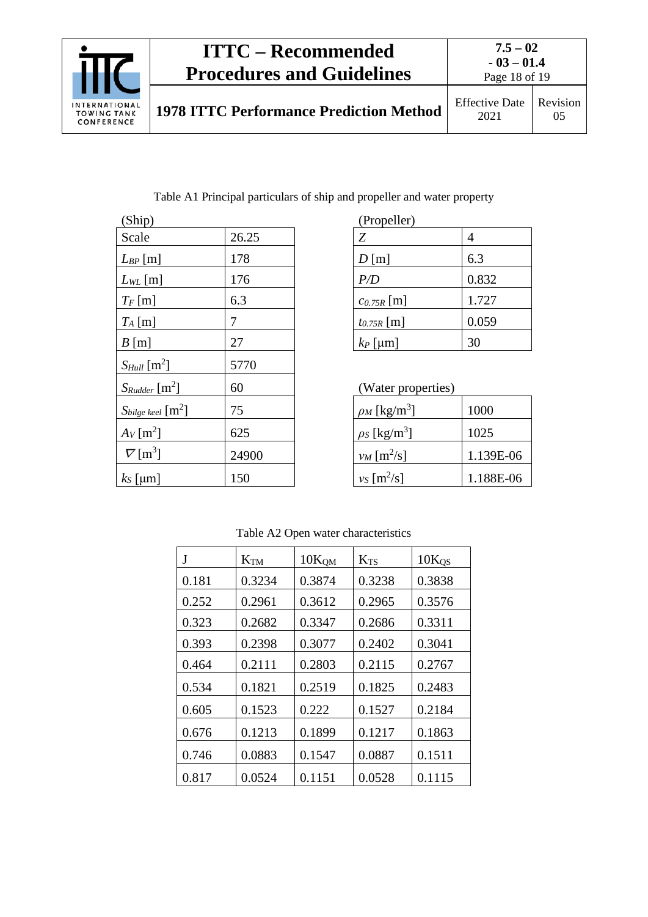Table A1 Principal particulars of ship and propeller and water property

(Ship)

| Scale | 26.25 |
|---|---|
| $L_{BP}$ [m] | 178 |
| $L_{WL}$ [m] | 176 |
| $T_F$ [m] | 6.3 |
| $T_A$ [m] | 7 |
| $B$ [m] | 27 |
| $S_{Hull}$ [m$^2$] | 5770 |
| $S_{Rudder}$ [m$^2$] | 60 |
| $S_{bilge\ keel}$ [m$^2$] | 75 |
| $A_V$ [m$^2$] | 625 |
| $\nabla$ [m$^3$] | 24900 |
| $k_S$ [μm] | 150 |

(Propeller)

| $Z$ | 4 |
|---|---|
| $D$ [m] | 6.3 |
| $P/D$ | 0.832 |
| $c_{0.75R}$ [m] | 1.727 |
| $t_{0.75R}$ [m] | 0.059 |
| $k_P$ [μm] | 30 |

(Water properties)

| $\rho_M$ [kg/m$^3$] | 1000 |
|---|---|
| $\rho_S$ [kg/m$^3$] | 1025 |
| $\nu_M$ [m$^2$/s] | 1.139E-06 |
| $\nu_S$ [m$^2$/s] | 1.188E-06 |

Table A2 Open water characteristics

| J | $K_{TM}$ | $10K_{QM}$ | $K_{TS}$ | $10K_{QS}$ |
|---|---|---|---|---|
| 0.181 | 0.3234 | 0.3874 | 0.3238 | 0.3838 |
| 0.252 | 0.2961 | 0.3612 | 0.2965 | 0.3576 |
| 0.323 | 0.2682 | 0.3347 | 0.2686 | 0.3311 |
| 0.393 | 0.2398 | 0.3077 | 0.2402 | 0.3041 |
| 0.464 | 0.2111 | 0.2803 | 0.2115 | 0.2767 |
| 0.534 | 0.1821 | 0.2519 | 0.1825 | 0.2483 |
| 0.605 | 0.1523 | 0.222 | 0.1527 | 0.2184 |
| 0.676 | 0.1213 | 0.1899 | 0.1217 | 0.1863 |
| 0.746 | 0.0883 | 0.1547 | 0.0887 | 0.1511 |
| 0.817 | 0.0524 | 0.1151 | 0.0528 | 0.1115 |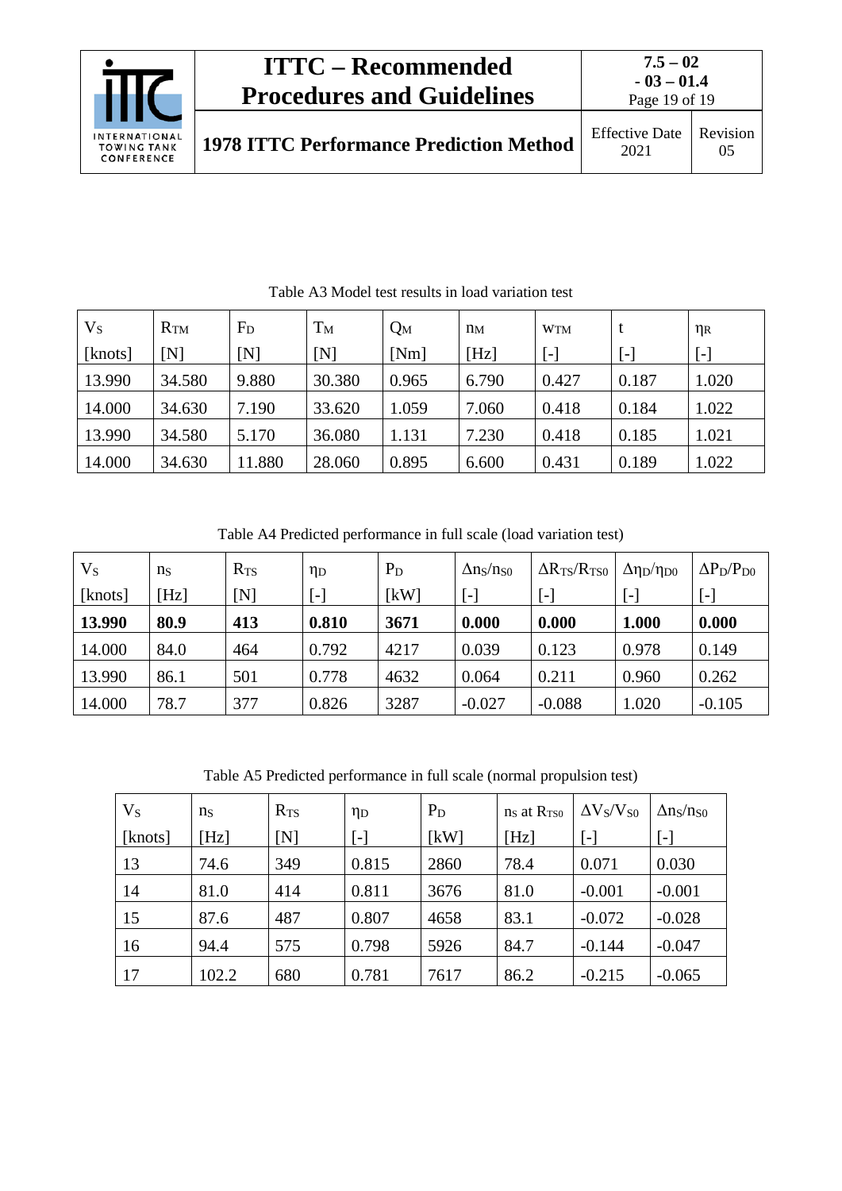Table A3 Model test results in load variation test

| $V_S$ [knots] | $R_{TM}$ [N] | $F_D$ [N] | $T_M$ [N] | $Q_M$ [Nm] | $n_M$ [Hz] | $w_{TM}$ [-] | t [-] | $\eta_R$ [-] |
|---|---|---|---|---|---|---|---|---|
| 13.990 | 34.580 | 9.880 | 30.380 | 0.965 | 6.790 | 0.427 | 0.187 | 1.020 |
| 14.000 | 34.630 | 7.190 | 33.620 | 1.059 | 7.060 | 0.418 | 0.184 | 1.022 |
| 13.990 | 34.580 | 5.170 | 36.080 | 1.131 | 7.230 | 0.418 | 0.185 | 1.021 |
| 14.000 | 34.630 | 11.880 | 28.060 | 0.895 | 6.600 | 0.431 | 0.189 | 1.022 |

Table A4 Predicted performance in full scale (load variation test)

| $V_S$ [knots] | $n_S$ [Hz] | $R_{TS}$ [N] | $\eta_D$ [-] | $P_D$ [kW] | $\Delta n_S/n_{S0}$ [-] | $\Delta R_{TS}/R_{TS0}$ [-] | $\Delta\eta_D/\eta_{D0}$ [-] | $\Delta P_D/P_{D0}$ [-] |
|---|---|---|---|---|---|---|---|---|
| **13.990** | **80.9** | **413** | **0.810** | **3671** | **0.000** | **0.000** | **1.000** | **0.000** |
| 14.000 | 84.0 | 464 | 0.792 | 4217 | 0.039 | 0.123 | 0.978 | 0.149 |
| 13.990 | 86.1 | 501 | 0.778 | 4632 | 0.064 | 0.211 | 0.960 | 0.262 |
| 14.000 | 78.7 | 377 | 0.826 | 3287 | -0.027 | -0.088 | 1.020 | -0.105 |

Table A5 Predicted performance in full scale (normal propulsion test)

| $V_S$ [knots] | $n_S$ [Hz] | $R_{TS}$ [N] | $\eta_D$ [-] | $P_D$ [kW] | $n_S$ at $R_{TS0}$ [Hz] | $\Delta V_S/V_{S0}$ [-] | $\Delta n_S/n_{S0}$ [-] |
|---|---|---|---|---|---|---|---|
| 13 | 74.6 | 349 | 0.815 | 2860 | 78.4 | 0.071 | 0.030 |
| 14 | 81.0 | 414 | 0.811 | 3676 | 81.0 | -0.001 | -0.001 |
| 15 | 87.6 | 487 | 0.807 | 4658 | 83.1 | -0.072 | -0.028 |
| 16 | 94.4 | 575 | 0.798 | 5926 | 84.7 | -0.144 | -0.047 |
| 17 | 102.2 | 680 | 0.781 | 7617 | 86.2 | -0.215 | -0.065 |